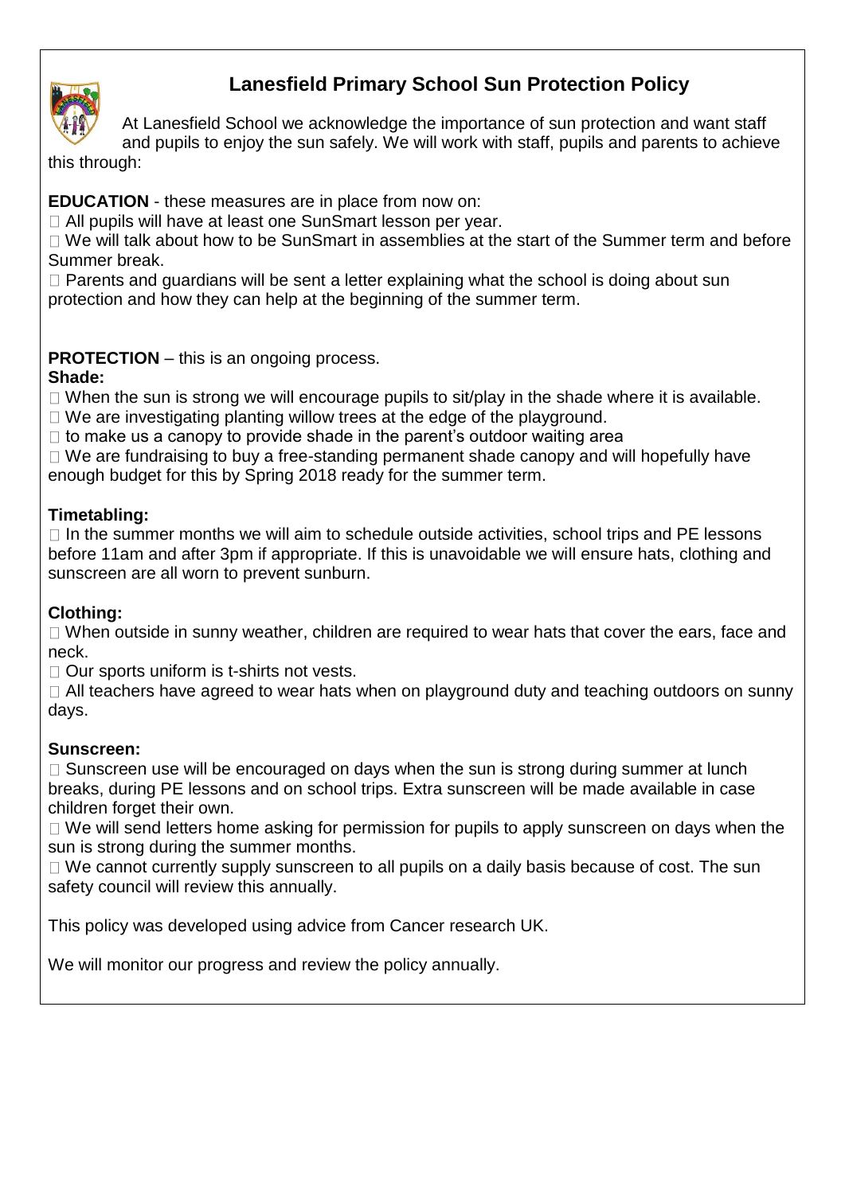# Lanesfield Primary School Sun Protection Policy

At Lanesfield School we acknowledge the importance of sun protection and want staff and pupils to enjoy the sun safely. We will work with staff, pupils and parents to achieve this through:

**EDUCATION** - these measures are in place from now on:

- All pupils will have at least one SunSmart lesson per year.
- We will talk about how to be SunSmart in assemblies at the start of the Summer term and before Summer break.
- Parents and guardians will be sent a letter explaining what the school is doing about sun protection and how they can help at the beginning of the summer term.

**PROTECTION** – this is an ongoing process.

**Shade:**

- When the sun is strong we will encourage pupils to sit/play in the shade where it is available.
- We are investigating planting willow trees at the edge of the playground.
- to make us a canopy to provide shade in the parent's outdoor waiting area
- We are fundraising to buy a free-standing permanent shade canopy and will hopefully have enough budget for this by Spring 2018 ready for the summer term.

**Timetabling:**

- In the summer months we will aim to schedule outside activities, school trips and PE lessons before 11am and after 3pm if appropriate. If this is unavoidable we will ensure hats, clothing and sunscreen are all worn to prevent sunburn.

**Clothing:**

- When outside in sunny weather, children are required to wear hats that cover the ears, face and neck.
- Our sports uniform is t-shirts not vests.
- All teachers have agreed to wear hats when on playground duty and teaching outdoors on sunny days.

**Sunscreen:**

- Sunscreen use will be encouraged on days when the sun is strong during summer at lunch breaks, during PE lessons and on school trips. Extra sunscreen will be made available in case children forget their own.
- We will send letters home asking for permission for pupils to apply sunscreen on days when the sun is strong during the summer months.
- We cannot currently supply sunscreen to all pupils on a daily basis because of cost. The sun safety council will review this annually.

This policy was developed using advice from Cancer research UK.

We will monitor our progress and review the policy annually.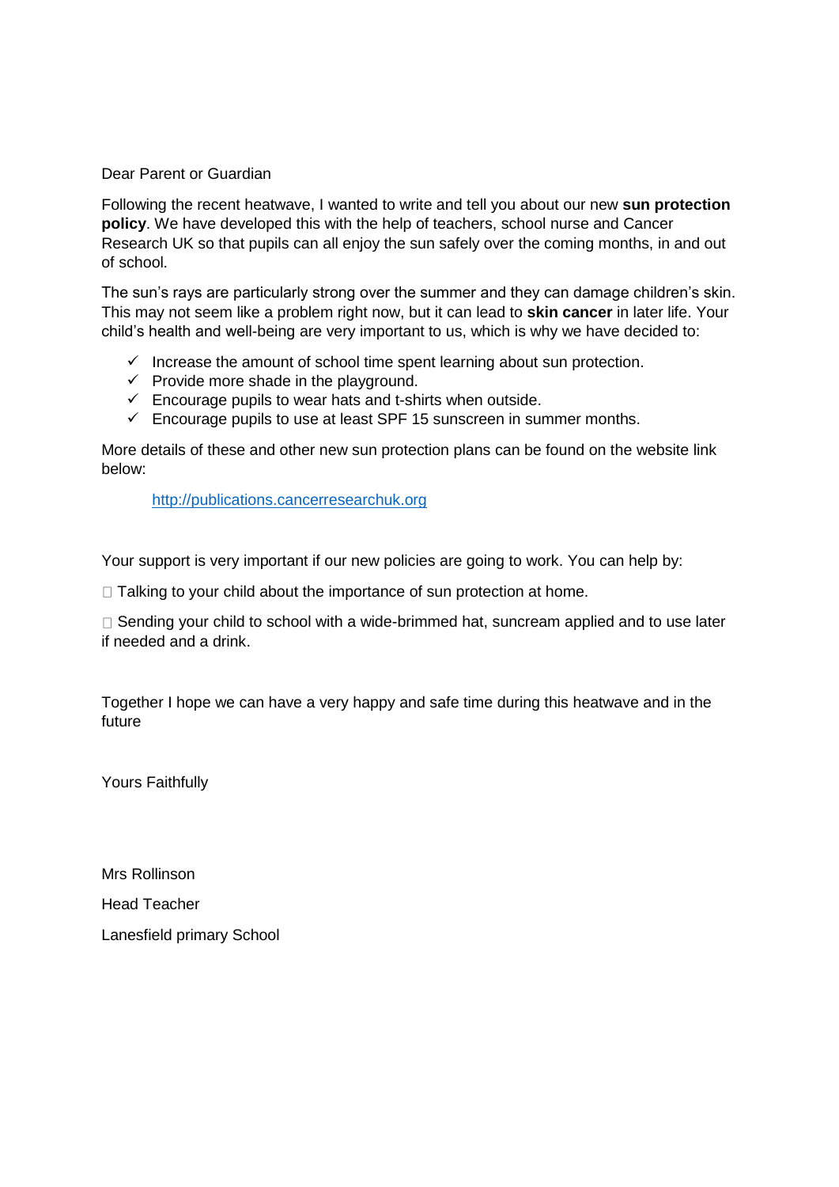Dear Parent or Guardian

Following the recent heatwave, I wanted to write and tell you about our new **sun protection policy**. We have developed this with the help of teachers, school nurse and Cancer Research UK so that pupils can all enjoy the sun safely over the coming months, in and out of school.

The sun's rays are particularly strong over the summer and they can damage children's skin. This may not seem like a problem right now, but it can lead to **skin cancer** in later life. Your child's health and well-being are very important to us, which is why we have decided to:

- ✓ Increase the amount of school time spent learning about sun protection.
- ✓ Provide more shade in the playground.
- ✓ Encourage pupils to wear hats and t-shirts when outside.
- ✓ Encourage pupils to use at least SPF 15 sunscreen in summer months.

More details of these and other new sun protection plans can be found on the website link below:

[http://publications.cancerresearchuk.org](http://publications.cancerresearchuk.org)

Your support is very important if our new policies are going to work. You can help by:

- Talking to your child about the importance of sun protection at home.
- Sending your child to school with a wide-brimmed hat, suncream applied and to use later if needed and a drink.

Together I hope we can have a very happy and safe time during this heatwave and in the future

Yours Faithfully

Mrs Rollinson

Head Teacher

Lanesfield primary School